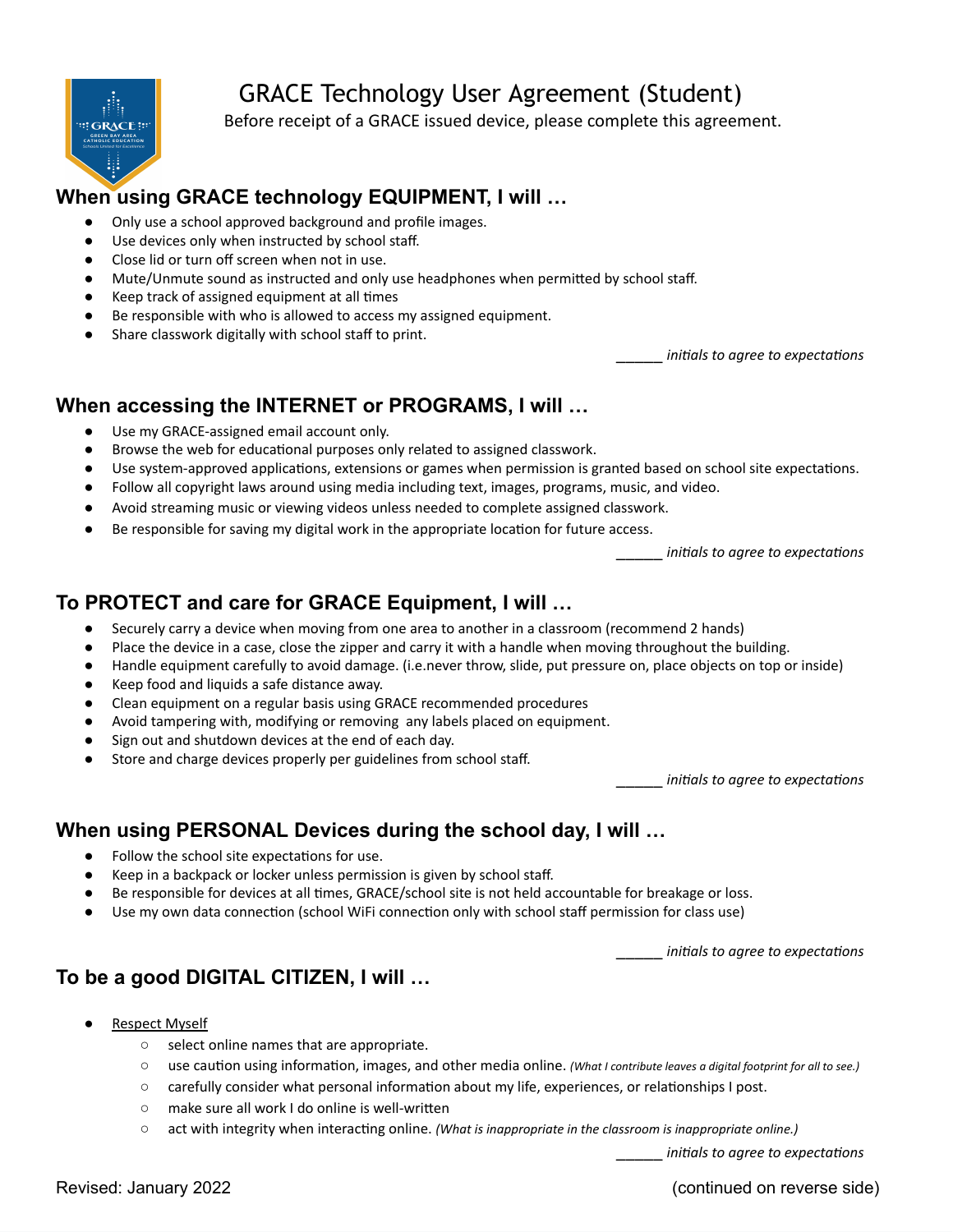# GRACE Technology User Agreement (Student)

Before receipt of a GRACE issued device, please complete this agreement.

## When using GRACE technology EQUIPMENT, I will …

- Only use a school approved background and profile images.
- Use devices only when instructed by school staff.
- Close lid or turn off screen when not in use.
- Mute/Unmute sound as instructed and only use headphones when permitted by school staff.
- Keep track of assigned equipment at all times
- Be responsible with who is allowed to access my assigned equipment.
- Share classwork digitally with school staff to print.

______ *initials to agree to expectations*

## When accessing the INTERNET or PROGRAMS, I will …

- Use my GRACE-assigned email account only.
- Browse the web for educational purposes only related to assigned classwork.
- Use system-approved applications, extensions or games when permission is granted based on school site expectations.
- Follow all copyright laws around using media including text, images, programs, music, and video.
- Avoid streaming music or viewing videos unless needed to complete assigned classwork.
- Be responsible for saving my digital work in the appropriate location for future access.

______ *initials to agree to expectations*

## To PROTECT and care for GRACE Equipment, I will …

- Securely carry a device when moving from one area to another in a classroom (recommend 2 hands)
- Place the device in a case, close the zipper and carry it with a handle when moving throughout the building.
- Handle equipment carefully to avoid damage. (i.e.never throw, slide, put pressure on, place objects on top or inside)
- Keep food and liquids a safe distance away.
- Clean equipment on a regular basis using GRACE recommended procedures
- Avoid tampering with, modifying or removing any labels placed on equipment.
- Sign out and shutdown devices at the end of each day.
- Store and charge devices properly per guidelines from school staff.

______ *initials to agree to expectations*

## When using PERSONAL Devices during the school day, I will …

- Follow the school site expectations for use.
- Keep in a backpack or locker unless permission is given by school staff.
- Be responsible for devices at all times, GRACE/school site is not held accountable for breakage or loss.
- Use my own data connection (school WiFi connection only with school staff permission for class use)

______ *initials to agree to expectations*

## To be a good DIGITAL CITIZEN, I will …

- <u>Respect Myself</u>
  - select online names that are appropriate.
  - use caution using information, images, and other media online. *(What I contribute leaves a digital footprint for all to see.)*
  - carefully consider what personal information about my life, experiences, or relationships I post.
  - make sure all work I do online is well-written
  - act with integrity when interacting online. *(What is inappropriate in the classroom is inappropriate online.)*

______ *initials to agree to expectations*

Revised: January 2022

(continued on reverse side)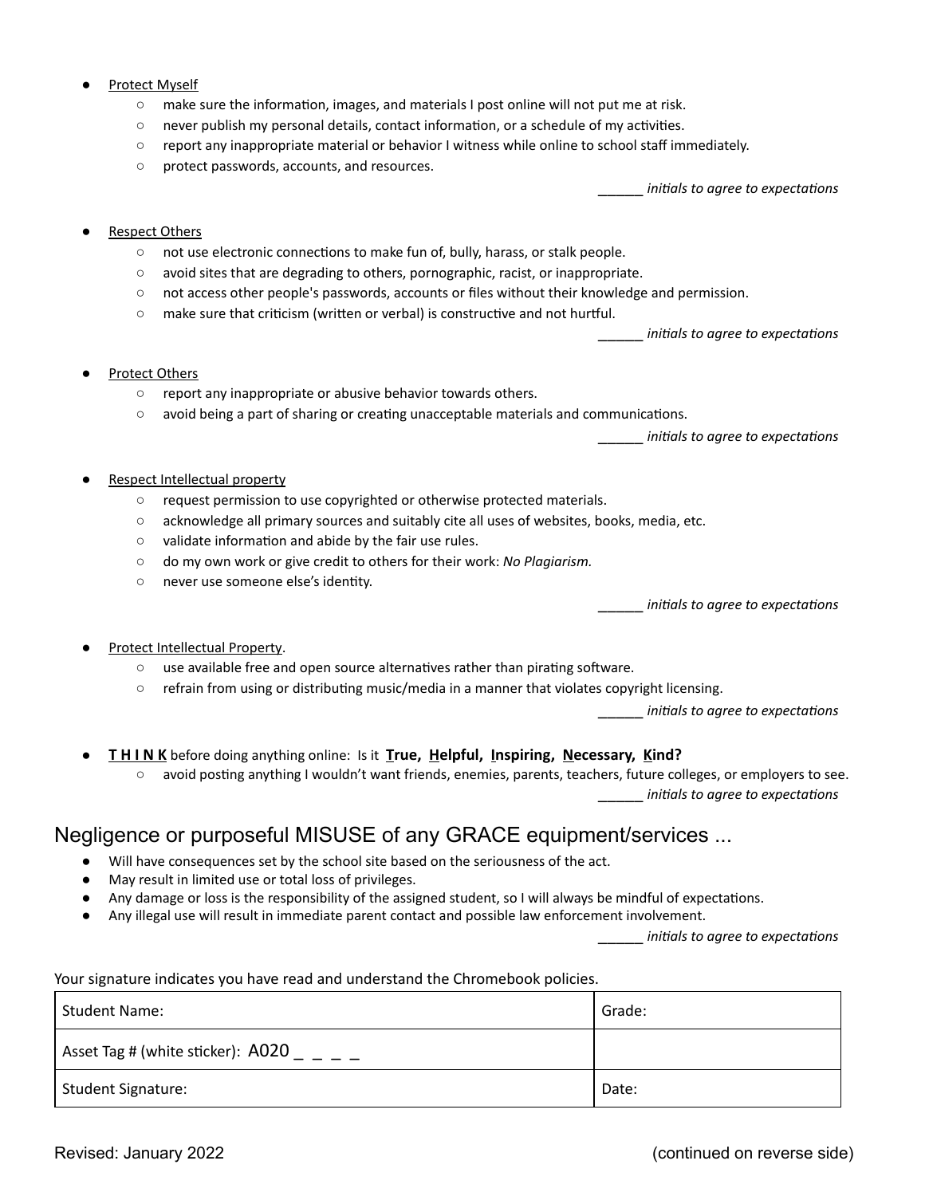- Protect Myself
  - make sure the information, images, and materials I post online will not put me at risk.
  - never publish my personal details, contact information, or a schedule of my activities.
  - report any inappropriate material or behavior I witness while online to school staff immediately.
  - protect passwords, accounts, and resources.

______ *initials to agree to expectations*

- Respect Others
  - not use electronic connections to make fun of, bully, harass, or stalk people.
  - avoid sites that are degrading to others, pornographic, racist, or inappropriate.
  - not access other people's passwords, accounts or files without their knowledge and permission.
  - make sure that criticism (written or verbal) is constructive and not hurtful.

______ *initials to agree to expectations*

- Protect Others
  - report any inappropriate or abusive behavior towards others.
  - avoid being a part of sharing or creating unacceptable materials and communications.

______ *initials to agree to expectations*

- Respect Intellectual property
  - request permission to use copyrighted or otherwise protected materials.
  - acknowledge all primary sources and suitably cite all uses of websites, books, media, etc.
  - validate information and abide by the fair use rules.
  - do my own work or give credit to others for their work: *No Plagiarism.*
  - never use someone else's identity.

______ *initials to agree to expectations*

- Protect Intellectual Property.
  - use available free and open source alternatives rather than pirating software.
  - refrain from using or distributing music/media in a manner that violates copyright licensing.

______ *initials to agree to expectations*

- **T H I N K** before doing anything online: Is it **True, Helpful, Inspiring, Necessary, Kind?**
  - avoid posting anything I wouldn't want friends, enemies, parents, teachers, future colleges, or employers to see.

______ *initials to agree to expectations*

## Negligence or purposeful MISUSE of any GRACE equipment/services ...

- Will have consequences set by the school site based on the seriousness of the act.
- May result in limited use or total loss of privileges.
- Any damage or loss is the responsibility of the assigned student, so I will always be mindful of expectations.
- Any illegal use will result in immediate parent contact and possible law enforcement involvement.

______ *initials to agree to expectations*

Your signature indicates you have read and understand the Chromebook policies.

| | |
|---|---|
| Student Name: | Grade: |
| Asset Tag # (white sticker): A020 _ _ _ _ | |
| Student Signature: | Date: |

Revised: January 2022

(continued on reverse side)